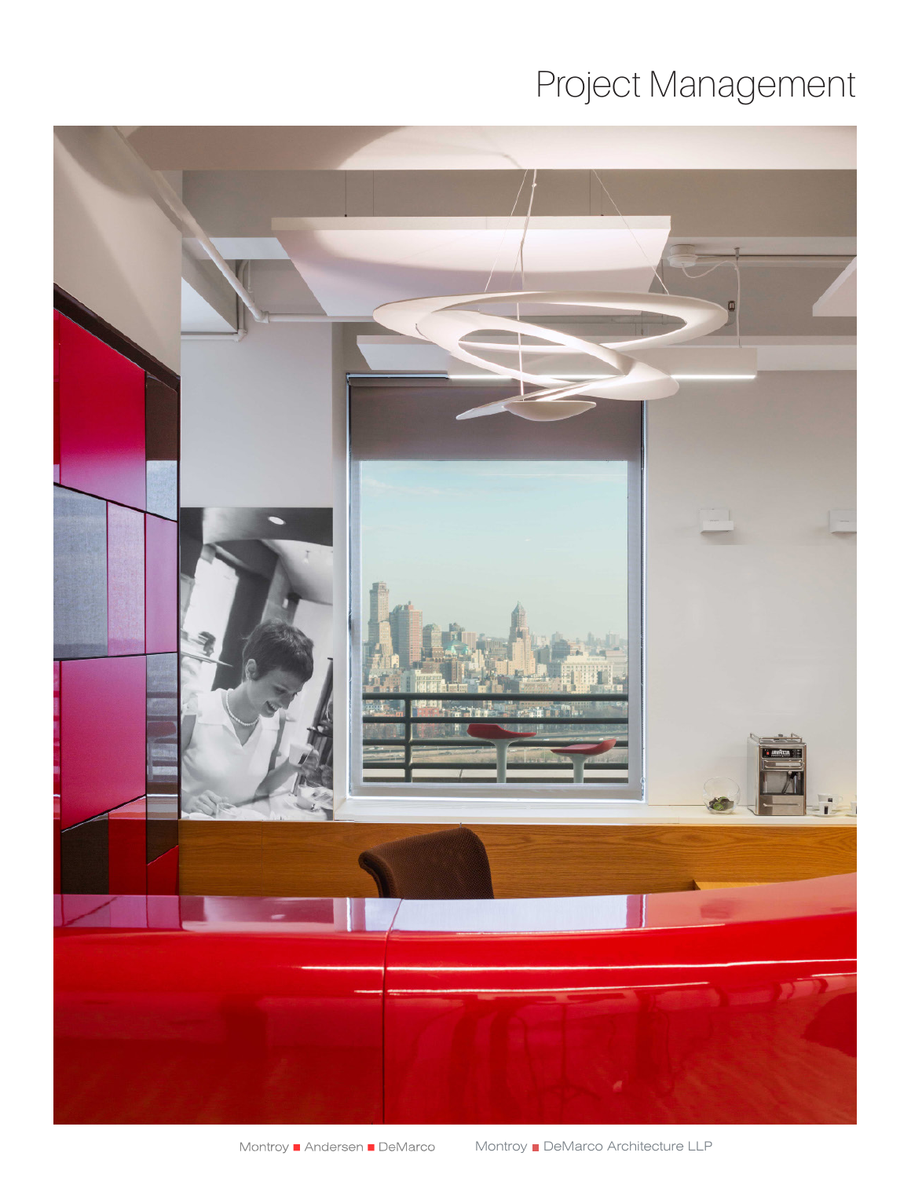# Project Management

Montroy ■ Andersen ■ DeMarco Montroy ■ DeMarco Architecture LLP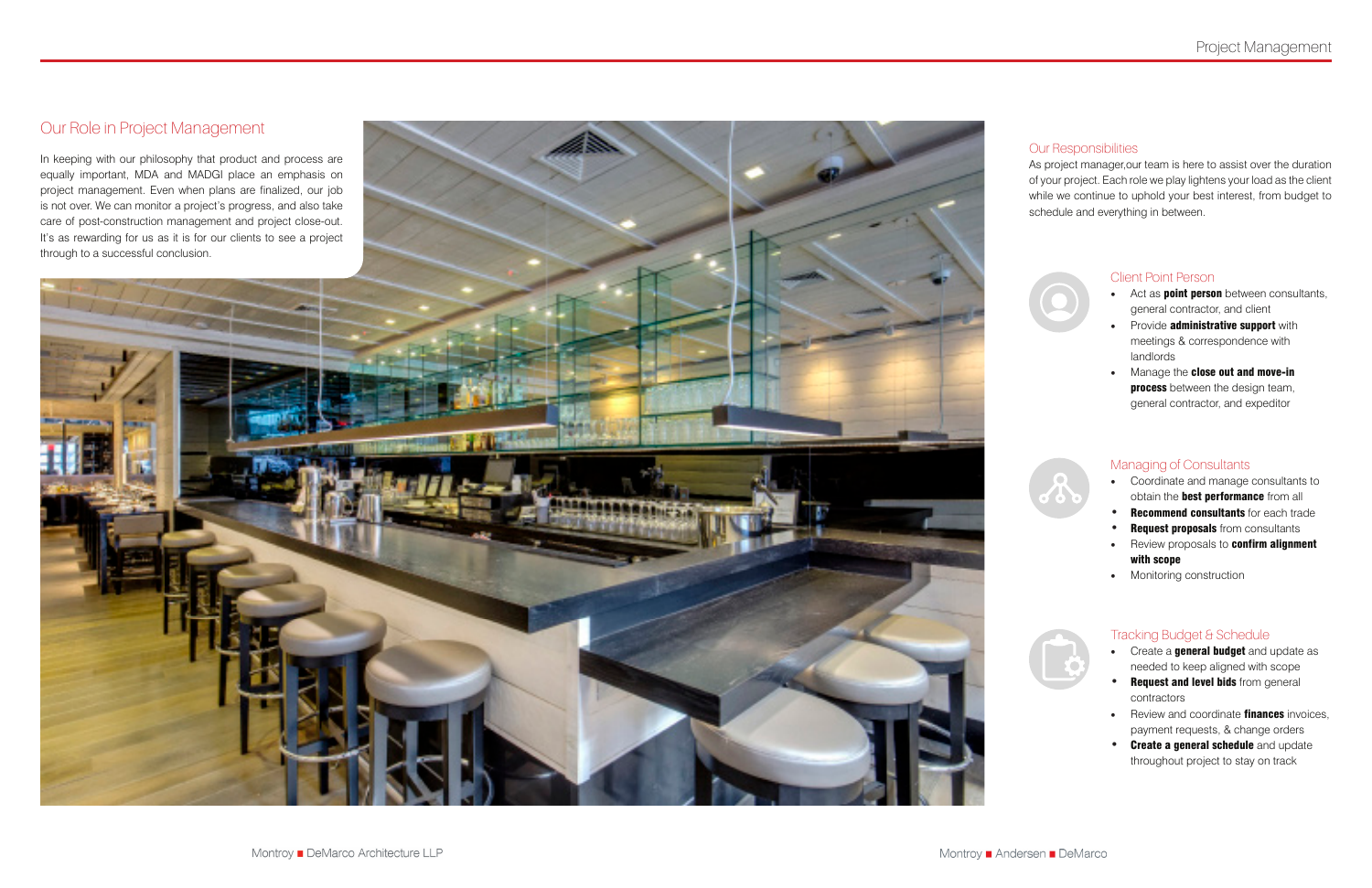## Our Role in Project Management

In keeping with our philosophy that product and process are equally important, MDA and MADGI place an emphasis on project management. Even when plans are finalized, our job is not over. We can monitor a project's progress, and also take care of post-construction management and project close-out. It's as rewarding for us as it is for our clients to see a project through to a successful conclusion.

## Our Responsibilities

As project manager,our team is here to assist over the duration of your project. Each role we play lightens your load as the client while we continue to uphold your best interest, from budget to schedule and everything in between.

### Client Point Person

- Act as **point person** between consultants, general contractor, and client
- Provide **administrative support** with meetings & correspondence with landlords
- Manage the **close out and move-in process** between the design team, general contractor, and expeditor

### Managing of Consultants

- Coordinate and manage consultants to obtain the **best performance** from all
- **Recommend consultants** for each trade
- **Request proposals** from consultants
- Review proposals to **confirm alignment with scope**
- Monitoring construction

### Tracking Budget & Schedule

- Create a **general budget** and update as needed to keep aligned with scope
- **Request and level bids** from general contractors
- Review and coordinate **finances** invoices, payment requests, & change orders
- **Create a general schedule** and update throughout project to stay on track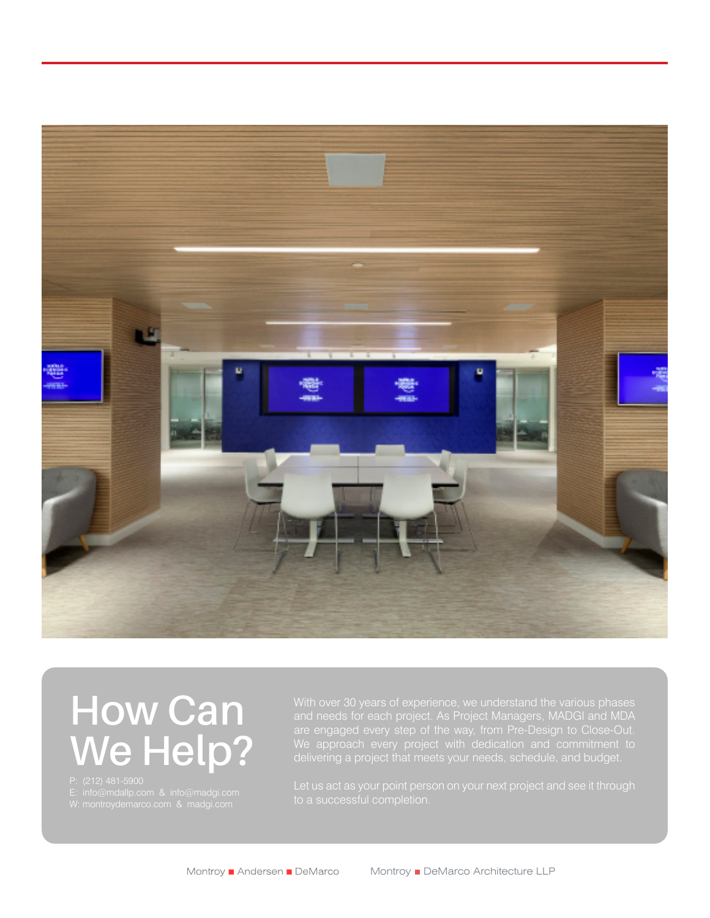# How Can We Help?

P: (212) 481-5900
E: info@mdallp.com & info@madgi.com
W: montroydemarco.com & madgi.com

With over 30 years of experience, we understand the various phases and needs for each project. As Project Managers, MADGI and MDA are engaged every step of the way, from Pre-Design to Close-Out. We approach every project with dedication and commitment to delivering a project that meets your needs, schedule, and budget.

Let us act as your point person on your next project and see it through to a successful completion.

Montroy ■ Andersen ■ DeMarco Montroy ■ DeMarco Architecture LLP